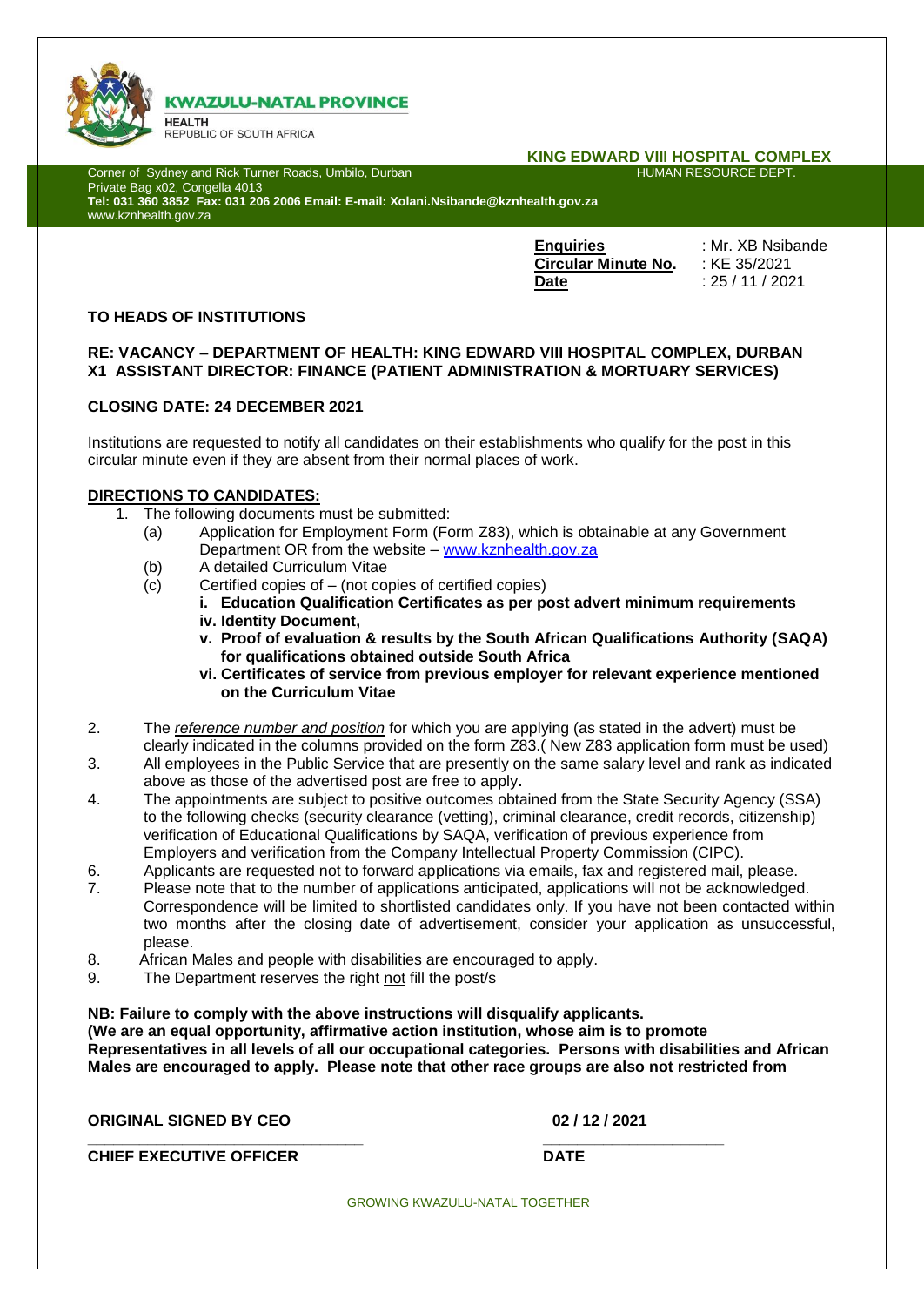**KWAZULU-NATAL PROVINCE**

HEALTH
REPUBLIC OF SOUTH AFRICA

**KING EDWARD VIII HOSPITAL COMPLEX**

HUMAN RESOURCE DEPT.

Corner of Sydney and Rick Turner Roads, Umbilo, Durban
Private Bag x02, Congella 4013
**Tel: 031 360 3852 Fax: 031 206 2006 Email: E-mail: Xolani.Nsibande@kznhealth.gov.za**
www.kznhealth.gov.za

**Enquiries** : Mr. XB Nsibande
**Circular Minute No.** : KE 35/2021
**Date** : 25 / 11 / 2021

**TO HEADS OF INSTITUTIONS**

**RE: VACANCY – DEPARTMENT OF HEALTH: KING EDWARD VIII HOSPITAL COMPLEX, DURBAN X1 ASSISTANT DIRECTOR: FINANCE (PATIENT ADMINISTRATION & MORTUARY SERVICES)**

**CLOSING DATE: 24 DECEMBER 2021**

Institutions are requested to notify all candidates on their establishments who qualify for the post in this circular minute even if they are absent from their normal places of work.

**DIRECTIONS TO CANDIDATES:**

1. The following documents must be submitted:
   (a) Application for Employment Form (Form Z83), which is obtainable at any Government Department OR from the website – www.kznhealth.gov.za
   (b) A detailed Curriculum Vitae
   (c) Certified copies of – (not copies of certified copies)
      **i. Education Qualification Certificates as per post advert minimum requirements**
      **iv. Identity Document,**
      **v. Proof of evaluation & results by the South African Qualifications Authority (SAQA) for qualifications obtained outside South Africa**
      **vi. Certificates of service from previous employer for relevant experience mentioned on the Curriculum Vitae**
2. The *reference number and position* for which you are applying (as stated in the advert) must be clearly indicated in the columns provided on the form Z83.( New Z83 application form must be used)
3. All employees in the Public Service that are presently on the same salary level and rank as indicated above as those of the advertised post are free to apply**.**
4. The appointments are subject to positive outcomes obtained from the State Security Agency (SSA) to the following checks (security clearance (vetting), criminal clearance, credit records, citizenship) verification of Educational Qualifications by SAQA, verification of previous experience from Employers and verification from the Company Intellectual Property Commission (CIPC).
6. Applicants are requested not to forward applications via emails, fax and registered mail, please.
7. Please note that to the number of applications anticipated, applications will not be acknowledged. Correspondence will be limited to shortlisted candidates only. If you have not been contacted within two months after the closing date of advertisement, consider your application as unsuccessful, please.
8. African Males and people with disabilities are encouraged to apply.
9. The Department reserves the right <u>not</u> fill the post/s

**NB: Failure to comply with the above instructions will disqualify applicants.**
**(We are an equal opportunity, affirmative action institution, whose aim is to promote Representatives in all levels of all our occupational categories. Persons with disabilities and African Males are encouraged to apply. Please note that other race groups are also not restricted from**

**ORIGINAL SIGNED BY CEO** **02 / 12 / 2021**
\_\_\_\_\_\_\_\_\_\_\_\_\_\_\_\_\_\_\_\_\_\_\_\_\_\_\_\_\_\_\_\_ \_\_\_\_\_\_\_\_\_\_\_\_\_\_\_\_\_\_\_\_\_\_
**CHIEF EXECUTIVE OFFICER** **DATE**

GROWING KWAZULU-NATAL TOGETHER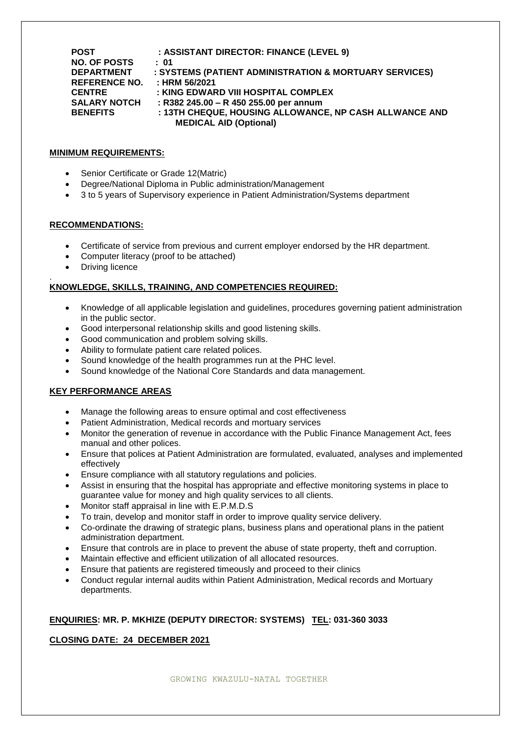**POST** : ASSISTANT DIRECTOR: FINANCE (LEVEL 9)
**NO. OF POSTS** : 01
**DEPARTMENT** : SYSTEMS (PATIENT ADMINISTRATION & MORTUARY SERVICES)
**REFERENCE NO.** : HRM 56/2021
**CENTRE** : KING EDWARD VIII HOSPITAL COMPLEX
**SALARY NOTCH** : R382 245.00 – R 450 255.00 per annum
**BENEFITS** : 13TH CHEQUE, HOUSING ALLOWANCE, NP CASH ALLWANCE AND MEDICAL AID (Optional)

**MINIMUM REQUIREMENTS:**

- Senior Certificate or Grade 12(Matric)
- Degree/National Diploma in Public administration/Management
- 3 to 5 years of Supervisory experience in Patient Administration/Systems department

**RECOMMENDATIONS:**

- Certificate of service from previous and current employer endorsed by the HR department.
- Computer literacy (proof to be attached)
- Driving licence

**KNOWLEDGE, SKILLS, TRAINING, AND COMPETENCIES REQUIRED:**

- Knowledge of all applicable legislation and guidelines, procedures governing patient administration in the public sector.
- Good interpersonal relationship skills and good listening skills.
- Good communication and problem solving skills.
- Ability to formulate patient care related polices.
- Sound knowledge of the health programmes run at the PHC level.
- Sound knowledge of the National Core Standards and data management.

**KEY PERFORMANCE AREAS**

- Manage the following areas to ensure optimal and cost effectiveness
- Patient Administration, Medical records and mortuary services
- Monitor the generation of revenue in accordance with the Public Finance Management Act, fees manual and other polices.
- Ensure that polices at Patient Administration are formulated, evaluated, analyses and implemented effectively
- Ensure compliance with all statutory regulations and policies.
- Assist in ensuring that the hospital has appropriate and effective monitoring systems in place to guarantee value for money and high quality services to all clients.
- Monitor staff appraisal in line with E.P.M.D.S
- To train, develop and monitor staff in order to improve quality service delivery.
- Co-ordinate the drawing of strategic plans, business plans and operational plans in the patient administration department.
- Ensure that controls are in place to prevent the abuse of state property, theft and corruption.
- Maintain effective and efficient utilization of all allocated resources.
- Ensure that patients are registered timeously and proceed to their clinics
- Conduct regular internal audits within Patient Administration, Medical records and Mortuary departments.

**ENQUIRIES: MR. P. MKHIZE (DEPUTY DIRECTOR: SYSTEMS) TEL: 031-360 3033**

**CLOSING DATE: 24 DECEMBER 2021**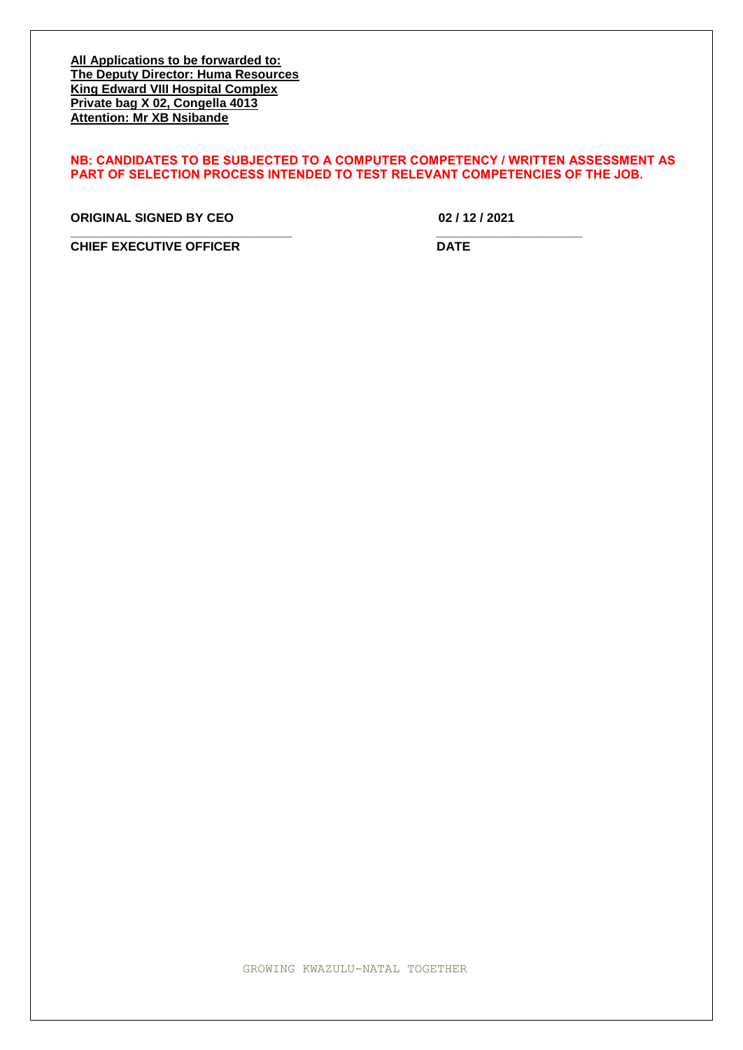**All Applications to be forwarded to:**
**The Deputy Director: Huma Resources**
**King Edward VIII Hospital Complex**
**Private bag X 02, Congella 4013**
**Attention: Mr XB Nsibande**

**NB: CANDIDATES TO BE SUBJECTED TO A COMPUTER COMPETENCY / WRITTEN ASSESSMENT AS PART OF SELECTION PROCESS INTENDED TO TEST RELEVANT COMPETENCIES OF THE JOB.**

| | |
|---|---|
| **ORIGINAL SIGNED BY CEO** | **02 / 12 / 2021** |
| **CHIEF EXECUTIVE OFFICER** | **DATE** |

GROWING KWAZULU-NATAL TOGETHER